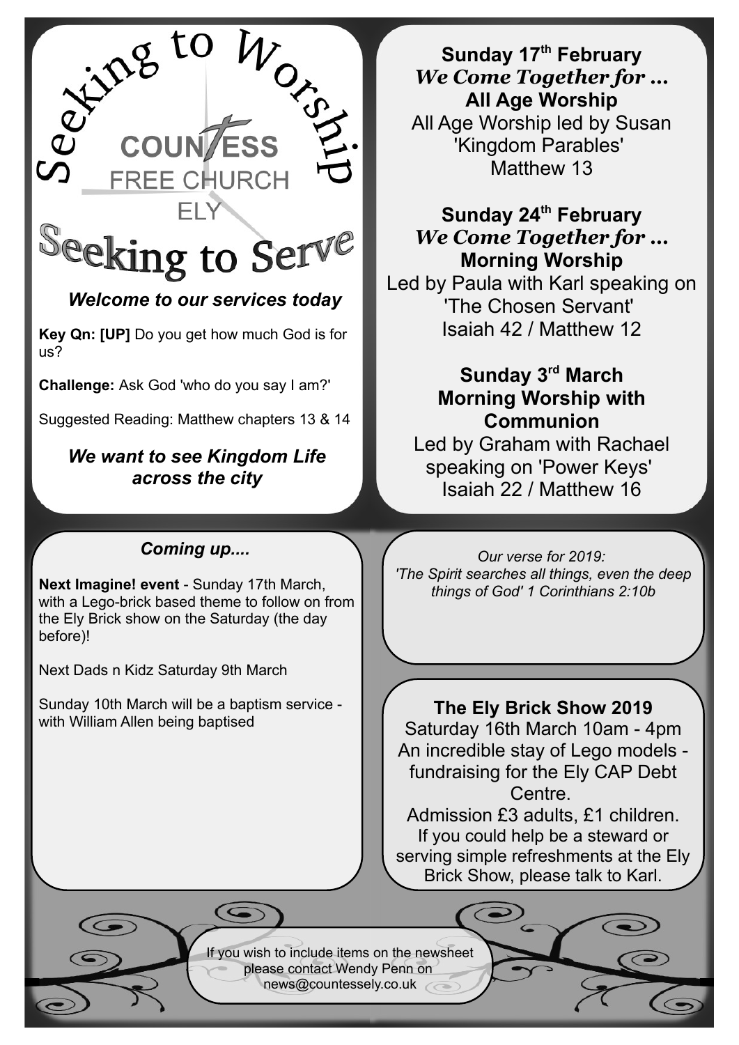# Seeking to Worship

COUNTESS FREE CHURCH ELY

# Seeking to Serve

***Welcome to our services today***

**Key Qn: [UP]** Do you get how much God is for us?

**Challenge:** Ask God 'who do you say I am?'

Suggested Reading: Matthew chapters 13 & 14

***We want to see Kingdom Life across the city***

**Sunday 17th February**
***We Come Together for ...***
**All Age Worship**
All Age Worship led by Susan
'Kingdom Parables'
Matthew 13

**Sunday 24th February**
***We Come Together for ...***
**Morning Worship**
Led by Paula with Karl speaking on
'The Chosen Servant'
Isaiah 42 / Matthew 12

**Sunday 3rd March**
**Morning Worship with Communion**
Led by Graham with Rachael speaking on 'Power Keys'
Isaiah 22 / Matthew 16

## *Coming up....*

**Next Imagine! event** - Sunday 17th March, with a Lego-brick based theme to follow on from the Ely Brick show on the Saturday (the day before)!

Next Dads n Kidz Saturday 9th March

Sunday 10th March will be a baptism service - with William Allen being baptised

*Our verse for 2019:*
*'The Spirit searches all things, even the deep things of God' 1 Corinthians 2:10b*

## The Ely Brick Show 2019

Saturday 16th March 10am - 4pm
An incredible stay of Lego models - fundraising for the Ely CAP Debt Centre.
Admission £3 adults, £1 children.
If you could help be a steward or serving simple refreshments at the Ely Brick Show, please talk to Karl.

If you wish to include items on the newsheet please contact Wendy Penn on news@countessely.co.uk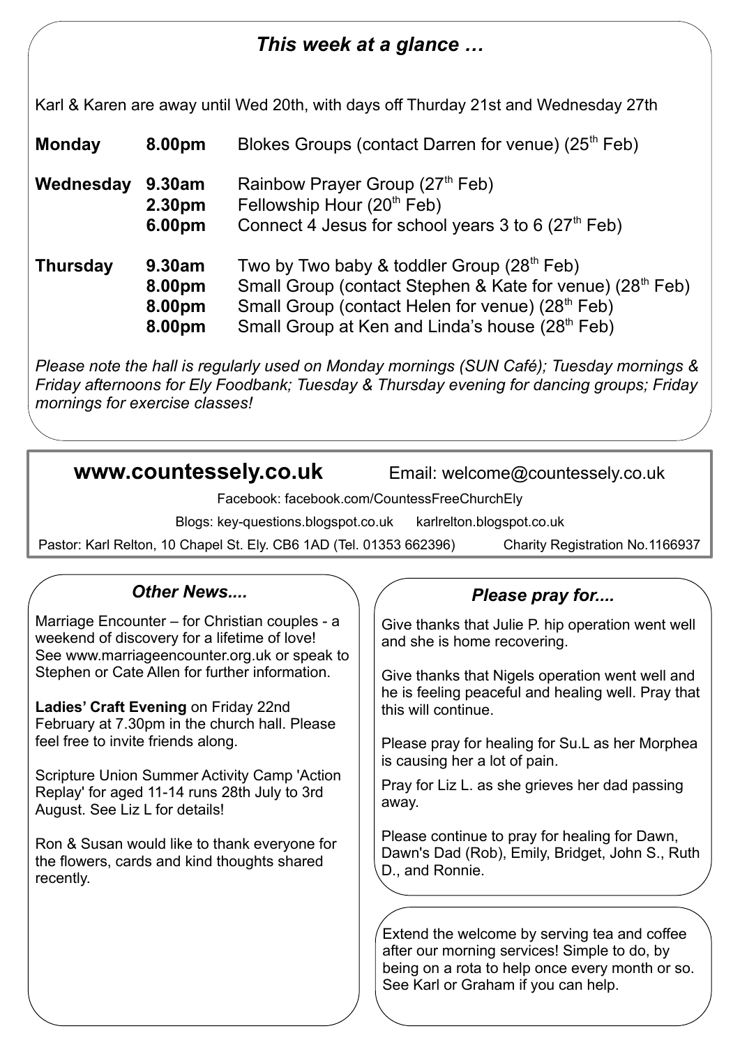## *This week at a glance …*

Karl & Karen are away until Wed 20th, with days off Thurday 21st and Wednesday 27th

| | | |
|---|---|---|
| **Monday** | **8.00pm** | Blokes Groups (contact Darren for venue) (25th Feb) |
| **Wednesday** | **9.30am** | Rainbow Prayer Group (27th Feb) |
| | **2.30pm** | Fellowship Hour (20th Feb) |
| | **6.00pm** | Connect 4 Jesus for school years 3 to 6 (27th Feb) |
| **Thursday** | **9.30am** | Two by Two baby & toddler Group (28th Feb) |
| | **8.00pm** | Small Group (contact Stephen & Kate for venue) (28th Feb) |
| | **8.00pm** | Small Group (contact Helen for venue) (28th Feb) |
| | **8.00pm** | Small Group at Ken and Linda's house (28th Feb) |

*Please note the hall is regularly used on Monday mornings (SUN Café); Tuesday mornings & Friday afternoons for Ely Foodbank; Tuesday & Thursday evening for dancing groups; Friday mornings for exercise classes!*

**www.countessely.co.uk** Email: welcome@countessely.co.uk

Facebook: facebook.com/CountessFreeChurchEly

Blogs: key-questions.blogspot.co.uk karlrelton.blogspot.co.uk

Pastor: Karl Relton, 10 Chapel St. Ely. CB6 1AD (Tel. 01353 662396) Charity Registration No.1166937

### *Other News....*

Marriage Encounter – for Christian couples - a weekend of discovery for a lifetime of love! See www.marriageencounter.org.uk or speak to Stephen or Cate Allen for further information.

**Ladies' Craft Evening** on Friday 22nd February at 7.30pm in the church hall. Please feel free to invite friends along.

Scripture Union Summer Activity Camp 'Action Replay' for aged 11-14 runs 28th July to 3rd August. See Liz L for details!

Ron & Susan would like to thank everyone for the flowers, cards and kind thoughts shared recently.

### *Please pray for....*

Give thanks that Julie P. hip operation went well and she is home recovering.

Give thanks that Nigels operation went well and he is feeling peaceful and healing well. Pray that this will continue.

Please pray for healing for Su.L as her Morphea is causing her a lot of pain.

Pray for Liz L. as she grieves her dad passing away.

Please continue to pray for healing for Dawn, Dawn's Dad (Rob), Emily, Bridget, John S., Ruth D., and Ronnie.

Extend the welcome by serving tea and coffee after our morning services! Simple to do, by being on a rota to help once every month or so. See Karl or Graham if you can help.